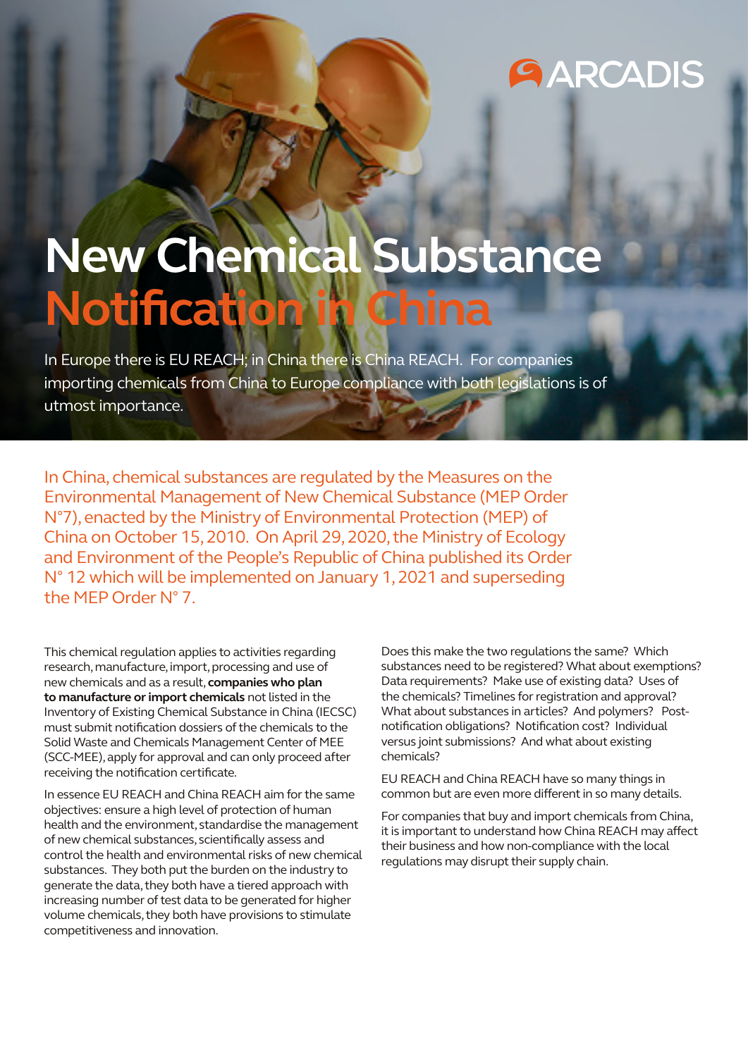# New Chemical Substance Notification in China

In Europe there is EU REACH; in China there is China REACH. For companies importing chemicals from China to Europe compliance with both legislations is of utmost importance.

In China, chemical substances are regulated by the Measures on the Environmental Management of New Chemical Substance (MEP Order N°7), enacted by the Ministry of Environmental Protection (MEP) of China on October 15, 2010. On April 29, 2020, the Ministry of Ecology and Environment of the People's Republic of China published its Order N° 12 which will be implemented on January 1, 2021 and superseding the MEP Order N° 7.

This chemical regulation applies to activities regarding research, manufacture, import, processing and use of new chemicals and as a result, **companies who plan to manufacture or import chemicals** not listed in the Inventory of Existing Chemical Substance in China (IECSC) must submit notification dossiers of the chemicals to the Solid Waste and Chemicals Management Center of MEE (SCC-MEE), apply for approval and can only proceed after receiving the notification certificate.

In essence EU REACH and China REACH aim for the same objectives: ensure a high level of protection of human health and the environment, standardise the management of new chemical substances, scientifically assess and control the health and environmental risks of new chemical substances. They both put the burden on the industry to generate the data, they both have a tiered approach with increasing number of test data to be generated for higher volume chemicals, they both have provisions to stimulate competitiveness and innovation.

Does this make the two regulations the same? Which substances need to be registered? What about exemptions? Data requirements? Make use of existing data? Uses of the chemicals? Timelines for registration and approval? What about substances in articles? And polymers? Post-notification obligations? Notification cost? Individual versus joint submissions? And what about existing chemicals?

EU REACH and China REACH have so many things in common but are even more different in so many details.

For companies that buy and import chemicals from China, it is important to understand how China REACH may affect their business and how non-compliance with the local regulations may disrupt their supply chain.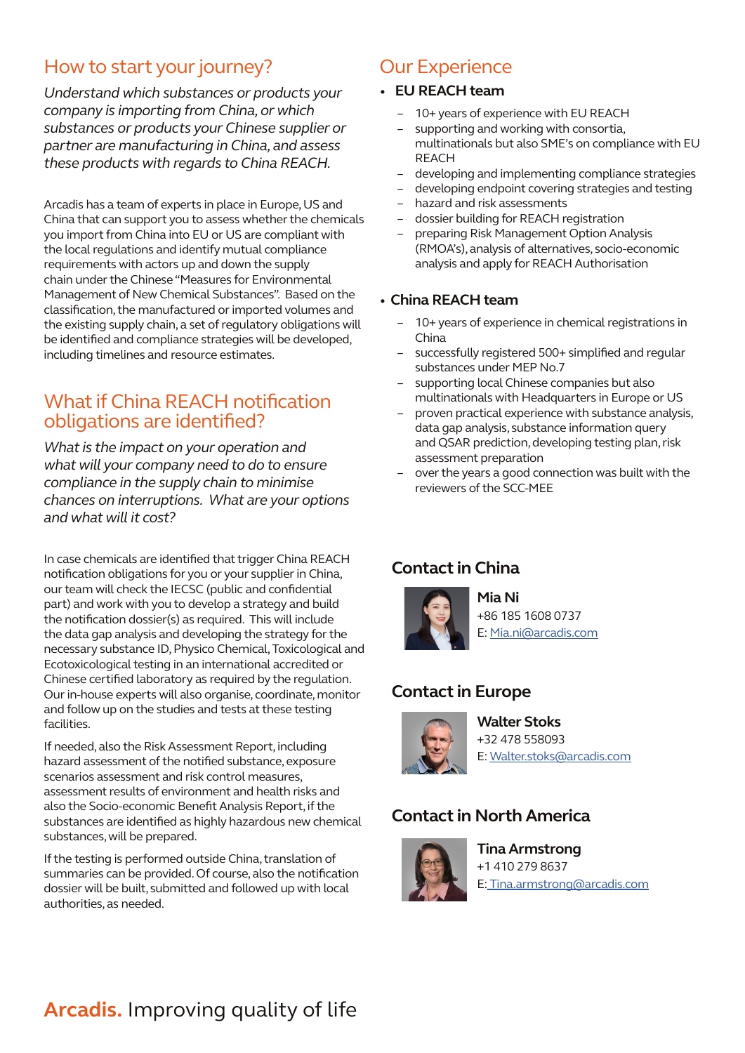## How to start your journey?

*Understand which substances or products your company is importing from China, or which substances or products your Chinese supplier or partner are manufacturing in China, and assess these products with regards to China REACH.*

Arcadis has a team of experts in place in Europe, US and China that can support you to assess whether the chemicals you import from China into EU or US are compliant with the local regulations and identify mutual compliance requirements with actors up and down the supply chain under the Chinese "Measures for Environmental Management of New Chemical Substances". Based on the classification, the manufactured or imported volumes and the existing supply chain, a set of regulatory obligations will be identified and compliance strategies will be developed, including timelines and resource estimates.

## What if China REACH notification obligations are identified?

*What is the impact on your operation and what will your company need to do to ensure compliance in the supply chain to minimise chances on interruptions. What are your options and what will it cost?*

In case chemicals are identified that trigger China REACH notification obligations for you or your supplier in China, our team will check the IECSC (public and confidential part) and work with you to develop a strategy and build the notification dossier(s) as required. This will include the data gap analysis and developing the strategy for the necessary substance ID, Physico Chemical, Toxicological and Ecotoxicological testing in an international accredited or Chinese certified laboratory as required by the regulation. Our in-house experts will also organise, coordinate, monitor and follow up on the studies and tests at these testing facilities.

If needed, also the Risk Assessment Report, including hazard assessment of the notified substance, exposure scenarios assessment and risk control measures, assessment results of environment and health risks and also the Socio-economic Benefit Analysis Report, if the substances are identified as highly hazardous new chemical substances, will be prepared.

If the testing is performed outside China, translation of summaries can be provided. Of course, also the notification dossier will be built, submitted and followed up with local authorities, as needed.

## Our Experience

- **EU REACH team**
  - 10+ years of experience with EU REACH
  - supporting and working with consortia, multinationals but also SME's on compliance with EU REACH
  - developing and implementing compliance strategies
  - developing endpoint covering strategies and testing
  - hazard and risk assessments
  - dossier building for REACH registration
  - preparing Risk Management Option Analysis (RMOA's), analysis of alternatives, socio-economic analysis and apply for REACH Authorisation

- **China REACH team**
  - 10+ years of experience in chemical registrations in China
  - successfully registered 500+ simplified and regular substances under MEP No.7
  - supporting local Chinese companies but also multinationals with Headquarters in Europe or US
  - proven practical experience with substance analysis, data gap analysis, substance information query and QSAR prediction, developing testing plan, risk assessment preparation
  - over the years a good connection was built with the reviewers of the SCC-MEE

### Contact in China

**Mia Ni**
+86 185 1608 0737
E: Mia.ni@arcadis.com

### Contact in Europe

**Walter Stoks**
+32 478 558093
E: Walter.stoks@arcadis.com

### Contact in North America

**Tina Armstrong**
+1 410 279 8637
E: Tina.armstrong@arcadis.com

**Arcadis.** Improving quality of life